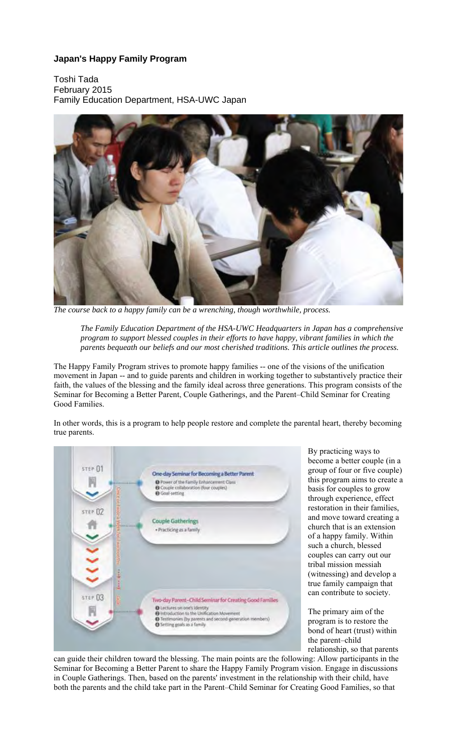**Japan's Happy Family Program**

Toshi Tada
February 2015
Family Education Department, HSA-UWC Japan

*The course back to a happy family can be a wrenching, though worthwhile, process.*

*The Family Education Department of the HSA-UWC Headquarters in Japan has a comprehensive program to support blessed couples in their efforts to have happy, vibrant families in which the parents bequeath our beliefs and our most cherished traditions. This article outlines the process.*

The Happy Family Program strives to promote happy families -- one of the visions of the unification movement in Japan -- and to guide parents and children in working together to substantively practice their faith, the values of the blessing and the family ideal across three generations. This program consists of the Seminar for Becoming a Better Parent, Couple Gatherings, and the Parent–Child Seminar for Creating Good Families.

In other words, this is a program to help people restore and complete the parental heart, thereby becoming true parents.

STEP 01 — One-day Seminar for Becoming a Better Parent
1. Power of the Family Enhancement Class
2. Couple collaboration (four couples)
3. Goal-setting

STEP 02 — Couple Gatherings
- Practicing as a family

STEP 03 — Two-day Parent–Child Seminar for Creating Good Families
1. Lectures on one's identity
2. Introduction to the Unification Movement
3. Testimonies (by parents and second-generation members)
4. Setting goals as a family

By practicing ways to become a better couple (in a group of four or five couple) this program aims to create a basis for couples to grow through experience, effect restoration in their families, and move toward creating a church that is an extension of a happy family. Within such a church, blessed couples can carry out our tribal mission messiah (witnessing) and develop a true family campaign that can contribute to society.

The primary aim of the program is to restore the bond of heart (trust) within the parent–child relationship, so that parents can guide their children toward the blessing. The main points are the following: Allow participants in the Seminar for Becoming a Better Parent to share the Happy Family Program vision. Engage in discussions in Couple Gatherings. Then, based on the parents' investment in the relationship with their child, have both the parents and the child take part in the Parent–Child Seminar for Creating Good Families, so that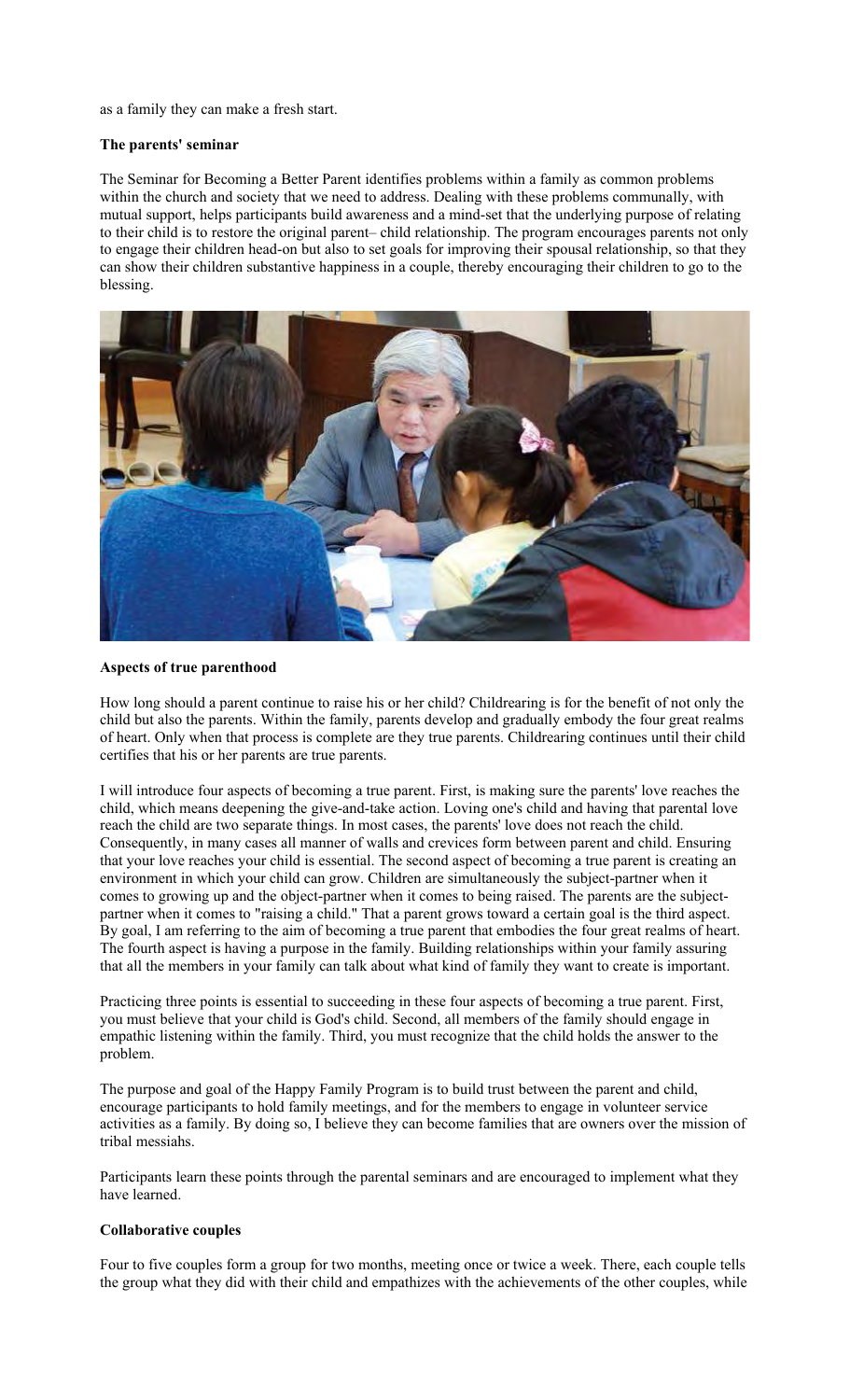as a family they can make a fresh start.

**The parents' seminar**

The Seminar for Becoming a Better Parent identifies problems within a family as common problems within the church and society that we need to address. Dealing with these problems communally, with mutual support, helps participants build awareness and a mind-set that the underlying purpose of relating to their child is to restore the original parent– child relationship. The program encourages parents not only to engage their children head-on but also to set goals for improving their spousal relationship, so that they can show their children substantive happiness in a couple, thereby encouraging their children to go to the blessing.

**Aspects of true parenthood**

How long should a parent continue to raise his or her child? Childrearing is for the benefit of not only the child but also the parents. Within the family, parents develop and gradually embody the four great realms of heart. Only when that process is complete are they true parents. Childrearing continues until their child certifies that his or her parents are true parents.

I will introduce four aspects of becoming a true parent. First, is making sure the parents' love reaches the child, which means deepening the give-and-take action. Loving one's child and having that parental love reach the child are two separate things. In most cases, the parents' love does not reach the child. Consequently, in many cases all manner of walls and crevices form between parent and child. Ensuring that your love reaches your child is essential. The second aspect of becoming a true parent is creating an environment in which your child can grow. Children are simultaneously the subject-partner when it comes to growing up and the object-partner when it comes to being raised. The parents are the subject-partner when it comes to "raising a child." That a parent grows toward a certain goal is the third aspect. By goal, I am referring to the aim of becoming a true parent that embodies the four great realms of heart. The fourth aspect is having a purpose in the family. Building relationships within your family assuring that all the members in your family can talk about what kind of family they want to create is important.

Practicing three points is essential to succeeding in these four aspects of becoming a true parent. First, you must believe that your child is God's child. Second, all members of the family should engage in empathic listening within the family. Third, you must recognize that the child holds the answer to the problem.

The purpose and goal of the Happy Family Program is to build trust between the parent and child, encourage participants to hold family meetings, and for the members to engage in volunteer service activities as a family. By doing so, I believe they can become families that are owners over the mission of tribal messiahs.

Participants learn these points through the parental seminars and are encouraged to implement what they have learned.

**Collaborative couples**

Four to five couples form a group for two months, meeting once or twice a week. There, each couple tells the group what they did with their child and empathizes with the achievements of the other couples, while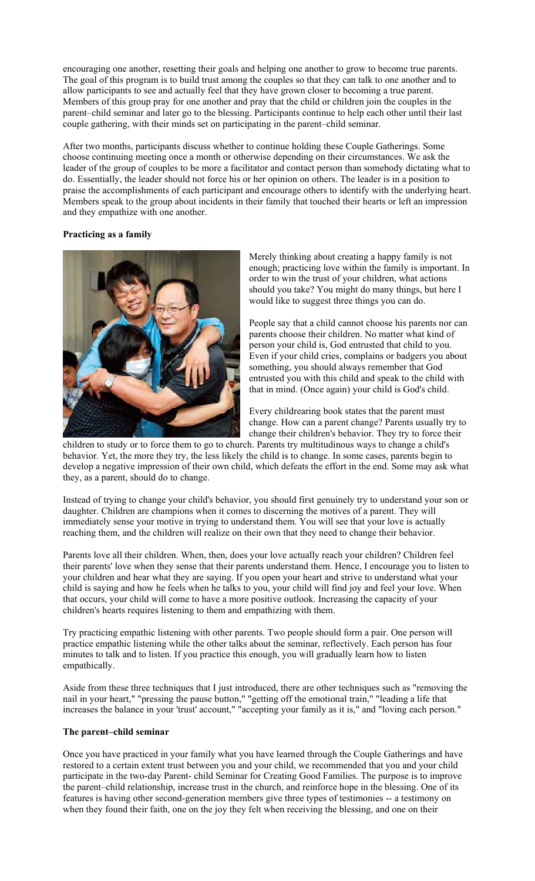encouraging one another, resetting their goals and helping one another to grow to become true parents. The goal of this program is to build trust among the couples so that they can talk to one another and to allow participants to see and actually feel that they have grown closer to becoming a true parent. Members of this group pray for one another and pray that the child or children join the couples in the parent–child seminar and later go to the blessing. Participants continue to help each other until their last couple gathering, with their minds set on participating in the parent–child seminar.

After two months, participants discuss whether to continue holding these Couple Gatherings. Some choose continuing meeting once a month or otherwise depending on their circumstances. We ask the leader of the group of couples to be more a facilitator and contact person than somebody dictating what to do. Essentially, the leader should not force his or her opinion on others. The leader is in a position to praise the accomplishments of each participant and encourage others to identify with the underlying heart. Members speak to the group about incidents in their family that touched their hearts or left an impression and they empathize with one another.

**Practicing as a family**

Merely thinking about creating a happy family is not enough; practicing love within the family is important. In order to win the trust of your children, what actions should you take? You might do many things, but here I would like to suggest three things you can do.

People say that a child cannot choose his parents nor can parents choose their children. No matter what kind of person your child is, God entrusted that child to you. Even if your child cries, complains or badgers you about something, you should always remember that God entrusted you with this child and speak to the child with that in mind. (Once again) your child is God's child.

Every childrearing book states that the parent must change. How can a parent change? Parents usually try to change their children's behavior. They try to force their children to study or to force them to go to church. Parents try multitudinous ways to change a child's behavior. Yet, the more they try, the less likely the child is to change. In some cases, parents begin to develop a negative impression of their own child, which defeats the effort in the end. Some may ask what they, as a parent, should do to change.

Instead of trying to change your child's behavior, you should first genuinely try to understand your son or daughter. Children are champions when it comes to discerning the motives of a parent. They will immediately sense your motive in trying to understand them. You will see that your love is actually reaching them, and the children will realize on their own that they need to change their behavior.

Parents love all their children. When, then, does your love actually reach your children? Children feel their parents' love when they sense that their parents understand them. Hence, I encourage you to listen to your children and hear what they are saying. If you open your heart and strive to understand what your child is saying and how he feels when he talks to you, your child will find joy and feel your love. When that occurs, your child will come to have a more positive outlook. Increasing the capacity of your children's hearts requires listening to them and empathizing with them.

Try practicing empathic listening with other parents. Two people should form a pair. One person will practice empathic listening while the other talks about the seminar, reflectively. Each person has four minutes to talk and to listen. If you practice this enough, you will gradually learn how to listen empathically.

Aside from these three techniques that I just introduced, there are other techniques such as "removing the nail in your heart," "pressing the pause button," "getting off the emotional train," "leading a life that increases the balance in your 'trust' account," "accepting your family as it is," and "loving each person."

**The parent–child seminar**

Once you have practiced in your family what you have learned through the Couple Gatherings and have restored to a certain extent trust between you and your child, we recommended that you and your child participate in the two-day Parent- child Seminar for Creating Good Families. The purpose is to improve the parent–child relationship, increase trust in the church, and reinforce hope in the blessing. One of its features is having other second-generation members give three types of testimonies -- a testimony on when they found their faith, one on the joy they felt when receiving the blessing, and one on their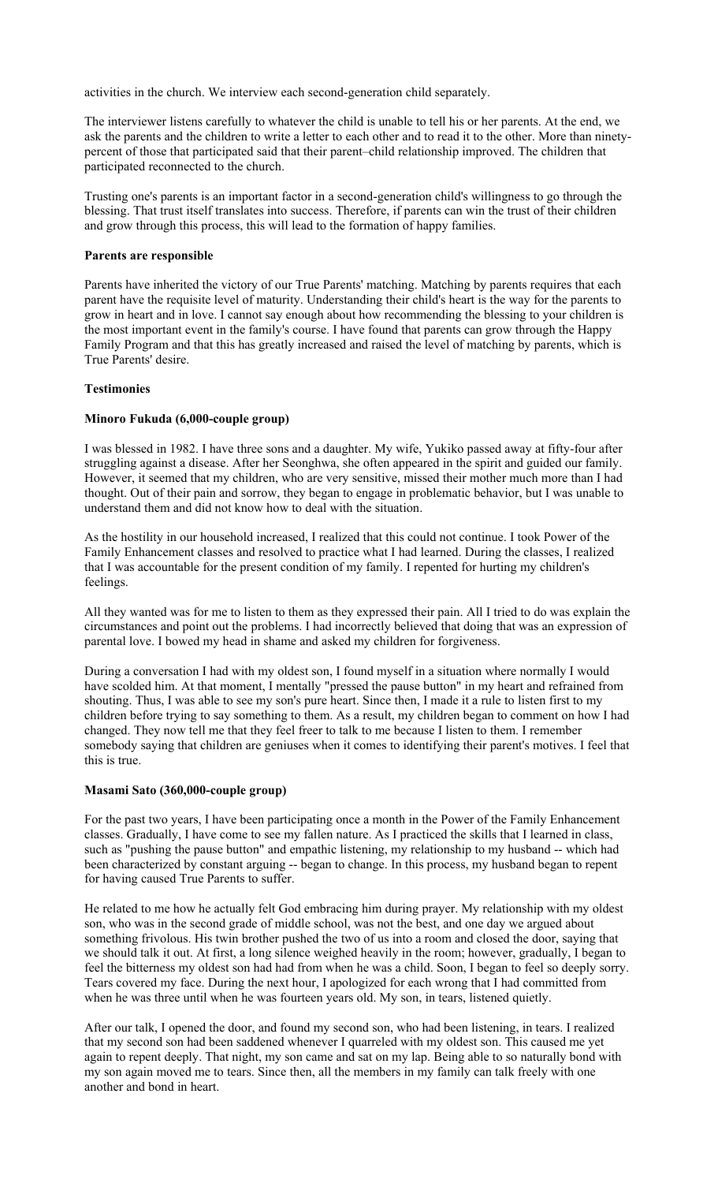activities in the church. We interview each second-generation child separately.

The interviewer listens carefully to whatever the child is unable to tell his or her parents. At the end, we ask the parents and the children to write a letter to each other and to read it to the other. More than ninety-percent of those that participated said that their parent–child relationship improved. The children that participated reconnected to the church.

Trusting one's parents is an important factor in a second-generation child's willingness to go through the blessing. That trust itself translates into success. Therefore, if parents can win the trust of their children and grow through this process, this will lead to the formation of happy families.

**Parents are responsible**

Parents have inherited the victory of our True Parents' matching. Matching by parents requires that each parent have the requisite level of maturity. Understanding their child's heart is the way for the parents to grow in heart and in love. I cannot say enough about how recommending the blessing to your children is the most important event in the family's course. I have found that parents can grow through the Happy Family Program and that this has greatly increased and raised the level of matching by parents, which is True Parents' desire.

**Testimonies**

**Minoro Fukuda (6,000-couple group)**

I was blessed in 1982. I have three sons and a daughter. My wife, Yukiko passed away at fifty-four after struggling against a disease. After her Seonghwa, she often appeared in the spirit and guided our family. However, it seemed that my children, who are very sensitive, missed their mother much more than I had thought. Out of their pain and sorrow, they began to engage in problematic behavior, but I was unable to understand them and did not know how to deal with the situation.

As the hostility in our household increased, I realized that this could not continue. I took Power of the Family Enhancement classes and resolved to practice what I had learned. During the classes, I realized that I was accountable for the present condition of my family. I repented for hurting my children's feelings.

All they wanted was for me to listen to them as they expressed their pain. All I tried to do was explain the circumstances and point out the problems. I had incorrectly believed that doing that was an expression of parental love. I bowed my head in shame and asked my children for forgiveness.

During a conversation I had with my oldest son, I found myself in a situation where normally I would have scolded him. At that moment, I mentally "pressed the pause button" in my heart and refrained from shouting. Thus, I was able to see my son's pure heart. Since then, I made it a rule to listen first to my children before trying to say something to them. As a result, my children began to comment on how I had changed. They now tell me that they feel freer to talk to me because I listen to them. I remember somebody saying that children are geniuses when it comes to identifying their parent's motives. I feel that this is true.

**Masami Sato (360,000-couple group)**

For the past two years, I have been participating once a month in the Power of the Family Enhancement classes. Gradually, I have come to see my fallen nature. As I practiced the skills that I learned in class, such as "pushing the pause button" and empathic listening, my relationship to my husband -- which had been characterized by constant arguing -- began to change. In this process, my husband began to repent for having caused True Parents to suffer.

He related to me how he actually felt God embracing him during prayer. My relationship with my oldest son, who was in the second grade of middle school, was not the best, and one day we argued about something frivolous. His twin brother pushed the two of us into a room and closed the door, saying that we should talk it out. At first, a long silence weighed heavily in the room; however, gradually, I began to feel the bitterness my oldest son had had from when he was a child. Soon, I began to feel so deeply sorry. Tears covered my face. During the next hour, I apologized for each wrong that I had committed from when he was three until when he was fourteen years old. My son, in tears, listened quietly.

After our talk, I opened the door, and found my second son, who had been listening, in tears. I realized that my second son had been saddened whenever I quarreled with my oldest son. This caused me yet again to repent deeply. That night, my son came and sat on my lap. Being able to so naturally bond with my son again moved me to tears. Since then, all the members in my family can talk freely with one another and bond in heart.